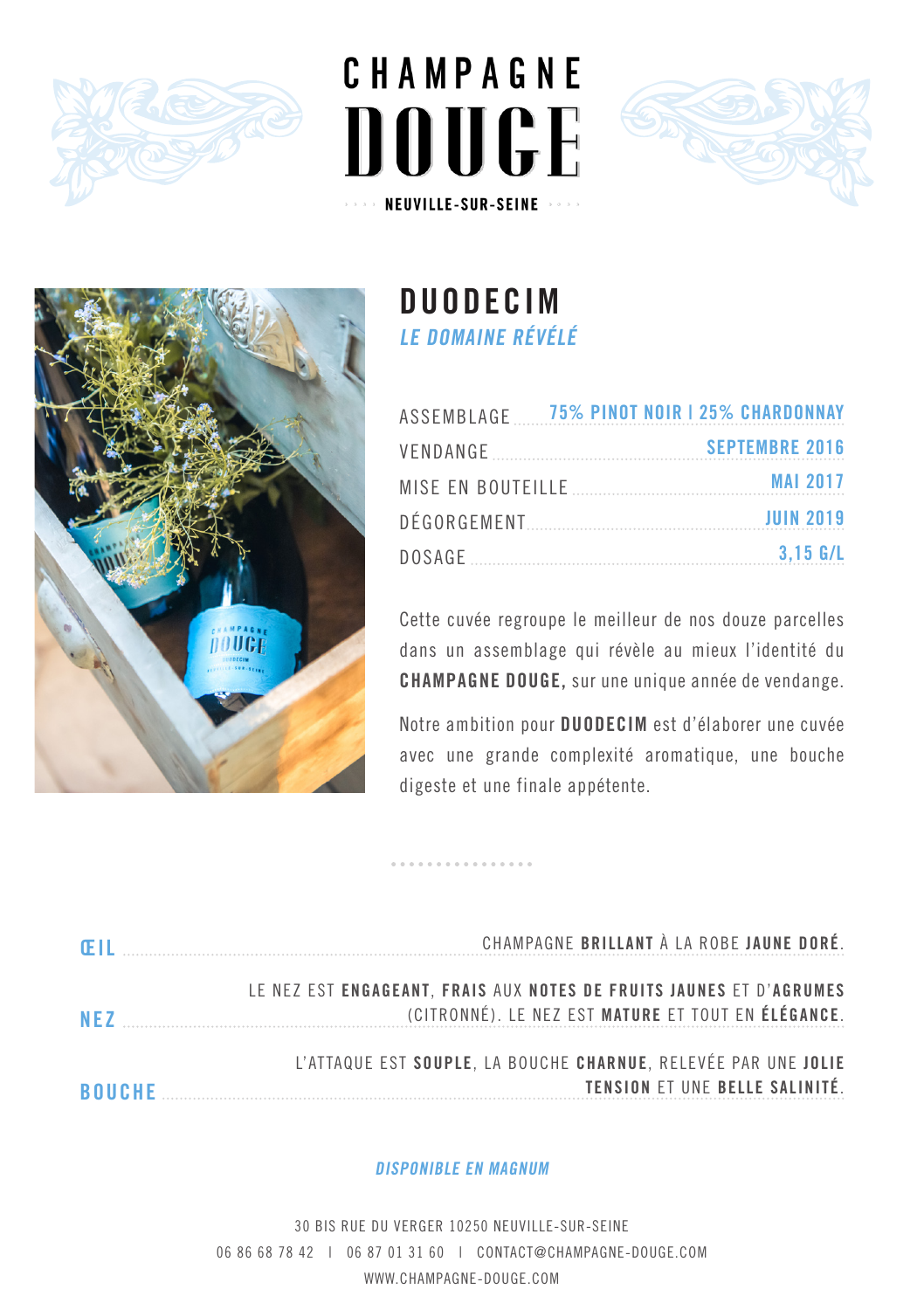# CHAMPAGNE DOUGE

NEUVILLE-SUR-SEINE

## DUODECIM

*LE DOMAINE RÉVÉLÉ*

| | |
|---|---|
| ASSEMBLAGE | 75% PINOT NOIR I 25% CHARDONNAY |
| VENDANGE | SEPTEMBRE 2016 |
| MISE EN BOUTEILLE | MAI 2017 |
| DÉGORGEMENT | JUIN 2019 |
| DOSAGE | 3,15 G/L |

Cette cuvée regroupe le meilleur de nos douze parcelles dans un assemblage qui révèle au mieux l'identité du **CHAMPAGNE DOUGE,** sur une unique année de vendange.

Notre ambition pour **DUODECIM** est d'élaborer une cuvée avec une grande complexité aromatique, une bouche digeste et une finale appétente.

**ŒIL** — CHAMPAGNE **BRILLANT** À LA ROBE **JAUNE DORÉ**.

**NEZ** — LE NEZ EST **ENGAGEANT**, **FRAIS** AUX **NOTES DE FRUITS JAUNES** ET D'**AGRUMES** (CITRONNÉ). LE NEZ EST **MATURE** ET TOUT EN **ÉLÉGANCE**.

**BOUCHE** — L'ATTAQUE EST **SOUPLE**, LA BOUCHE **CHARNUE**, RELEVÉE PAR UNE **JOLIE TENSION** ET UNE **BELLE SALINITÉ**.

***DISPONIBLE EN MAGNUM***

30 BIS RUE DU VERGER 10250 NEUVILLE-SUR-SEINE

06 86 68 78 42 | 06 87 01 31 60 | CONTACT@CHAMPAGNE-DOUGE.COM

WWW.CHAMPAGNE-DOUGE.COM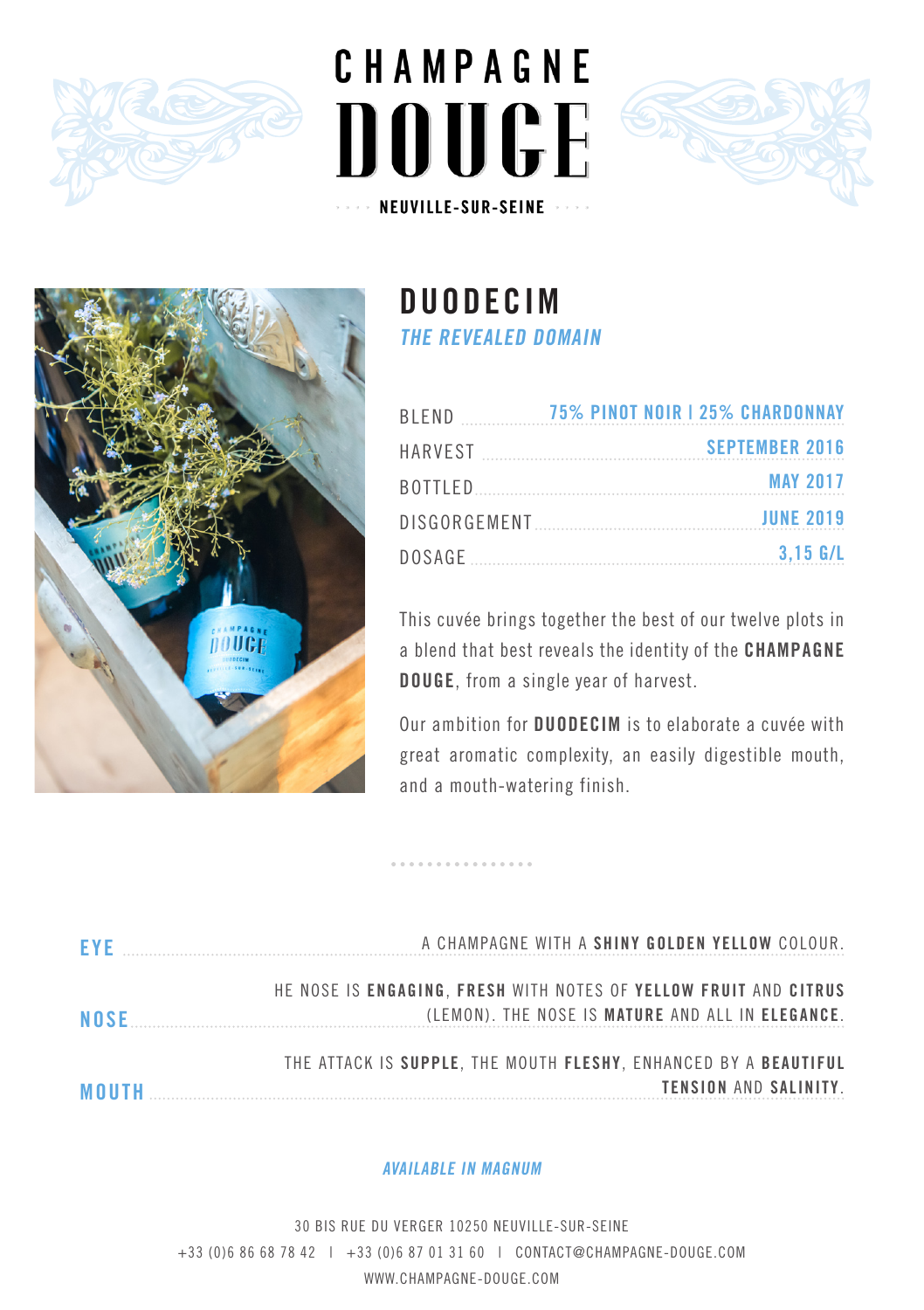# CHAMPAGNE DOUGE

NEUVILLE-SUR-SEINE

## DUODECIM

*THE REVEALED DOMAIN*

| | |
|---|---|
| BLEND | 75% PINOT NOIR I 25% CHARDONNAY |
| HARVEST | SEPTEMBER 2016 |
| BOTTLED | MAY 2017 |
| DISGORGEMENT | JUNE 2019 |
| DOSAGE | 3,15 G/L |

This cuvée brings together the best of our twelve plots in a blend that best reveals the identity of the **CHAMPAGNE DOUGE**, from a single year of harvest.

Our ambition for **DUODECIM** is to elaborate a cuvée with great aromatic complexity, an easily digestible mouth, and a mouth-watering finish.

| | |
|---|---|
| EYE | A CHAMPAGNE WITH A **SHINY GOLDEN YELLOW** COLOUR. |
| NOSE | HE NOSE IS **ENGAGING**, **FRESH** WITH NOTES OF **YELLOW FRUIT** AND **CITRUS** (LEMON). THE NOSE IS **MATURE** AND ALL IN **ELEGANCE**. |
| MOUTH | THE ATTACK IS **SUPPLE**, THE MOUTH **FLESHY**, ENHANCED BY A **BEAUTIFUL TENSION** AND **SALINITY**. |

*AVAILABLE IN MAGNUM*

30 BIS RUE DU VERGER 10250 NEUVILLE-SUR-SEINE

+33 (0)6 86 68 78 42 I +33 (0)6 87 01 31 60 I CONTACT@CHAMPAGNE-DOUGE.COM

WWW.CHAMPAGNE-DOUGE.COM